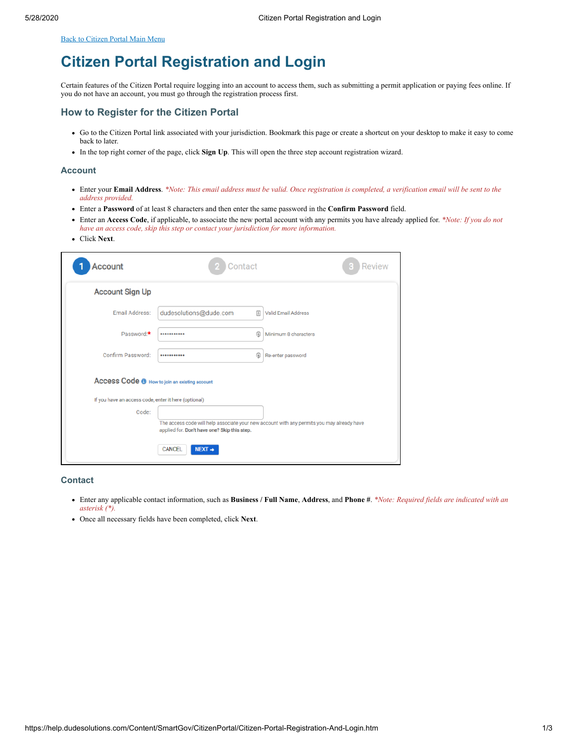[Back to Citizen Portal Main Menu](#)

# Citizen Portal Registration and Login

Certain features of the Citizen Portal require logging into an account to access them, such as submitting a permit application or paying fees online. If you do not have an account, you must go through the registration process first.

## How to Register for the Citizen Portal

- Go to the Citizen Portal link associated with your jurisdiction. Bookmark this page or create a shortcut on your desktop to make it easy to come back to later.
- In the top right corner of the page, click **Sign Up**. This will open the three step account registration wizard.

### Account

- Enter your **Email Address**. *\*Note: This email address must be valid. Once registration is completed, a verification email will be sent to the address provided.*
- Enter a **Password** of at least 8 characters and then enter the same password in the **Confirm Password** field.
- Enter an **Access Code**, if applicable, to associate the new portal account with any permits you have already applied for. *\*Note: If you do not have an access code, skip this step or contact your jurisdiction for more information.*
- Click **Next**.

1 Account — 2 Contact — 3 Review

Account Sign Up

Email Address: dudesolutions@dude.com — Valid Email Address

Password:* ••••••••••• — Minimum 8 characters

Confirm Password: ••••••••••• — Re-enter password

Access Code — How to join an existing account

If you have an access code, enter it here (optional)

Code:

The access code will help associate your new account with any permits you may already have applied for. Don't have one? Skip this step.

CANCEL NEXT →

### Contact

- Enter any applicable contact information, such as **Business / Full Name**, **Address**, and **Phone #**. *\*Note: Required fields are indicated with an asterisk (\*).*
- Once all necessary fields have been completed, click **Next**.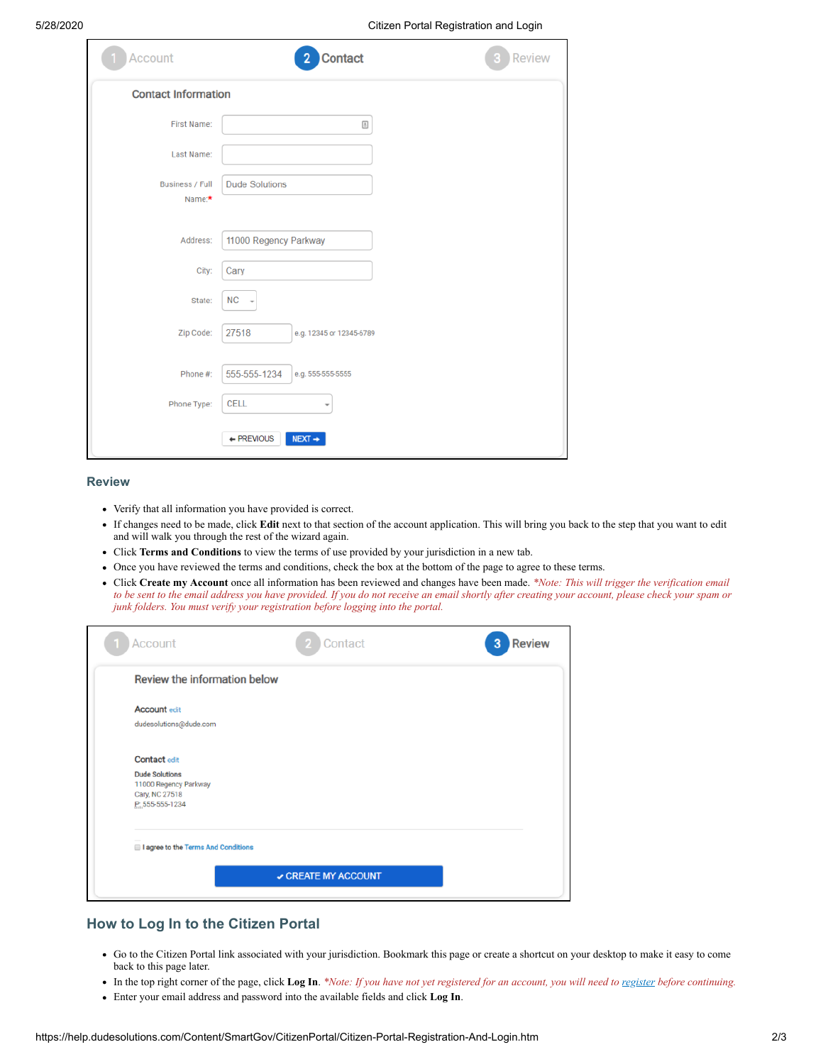## Review

- Verify that all information you have provided is correct.
- If changes need to be made, click **Edit** next to that section of the account application. This will bring you back to the step that you want to edit and will walk you through the rest of the wizard again.
- Click **Terms and Conditions** to view the terms of use provided by your jurisdiction in a new tab.
- Once you have reviewed the terms and conditions, check the box at the bottom of the page to agree to these terms.
- Click **Create my Account** once all information has been reviewed and changes have been made. *\*Note: This will trigger the verification email to be sent to the email address you have provided. If you do not receive an email shortly after creating your account, please check your spam or junk folders. You must verify your registration before logging into the portal.*

## How to Log In to the Citizen Portal

- Go to the Citizen Portal link associated with your jurisdiction. Bookmark this page or create a shortcut on your desktop to make it easy to come back to this page later.
- In the top right corner of the page, click **Log In**. *\*Note: If you have not yet registered for an account, you will need to register before continuing.*
- Enter your email address and password into the available fields and click **Log In**.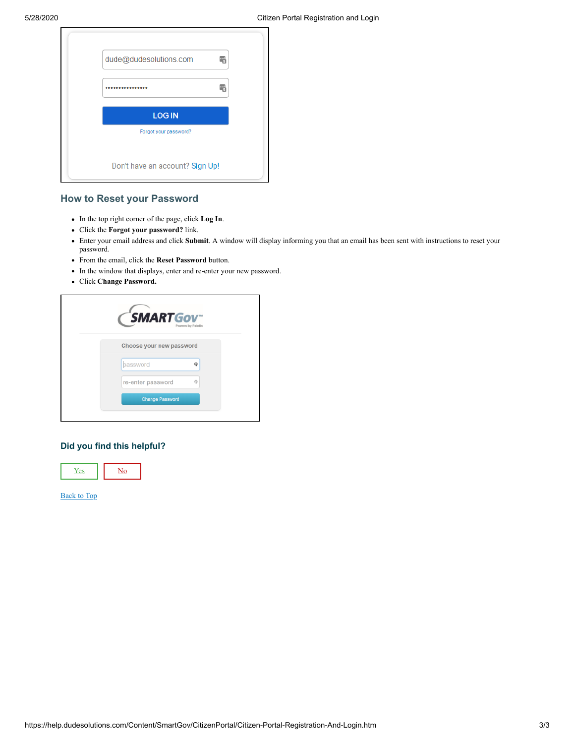## How to Reset your Password

- In the top right corner of the page, click **Log In**.
- Click the **Forgot your password?** link.
- Enter your email address and click **Submit**. A window will display informing you that an email has been sent with instructions to reset your password.
- From the email, click the **Reset Password** button.
- In the window that displays, enter and re-enter your new password.
- Click **Change Password.**

### Did you find this helpful?

Yes No

Back to Top